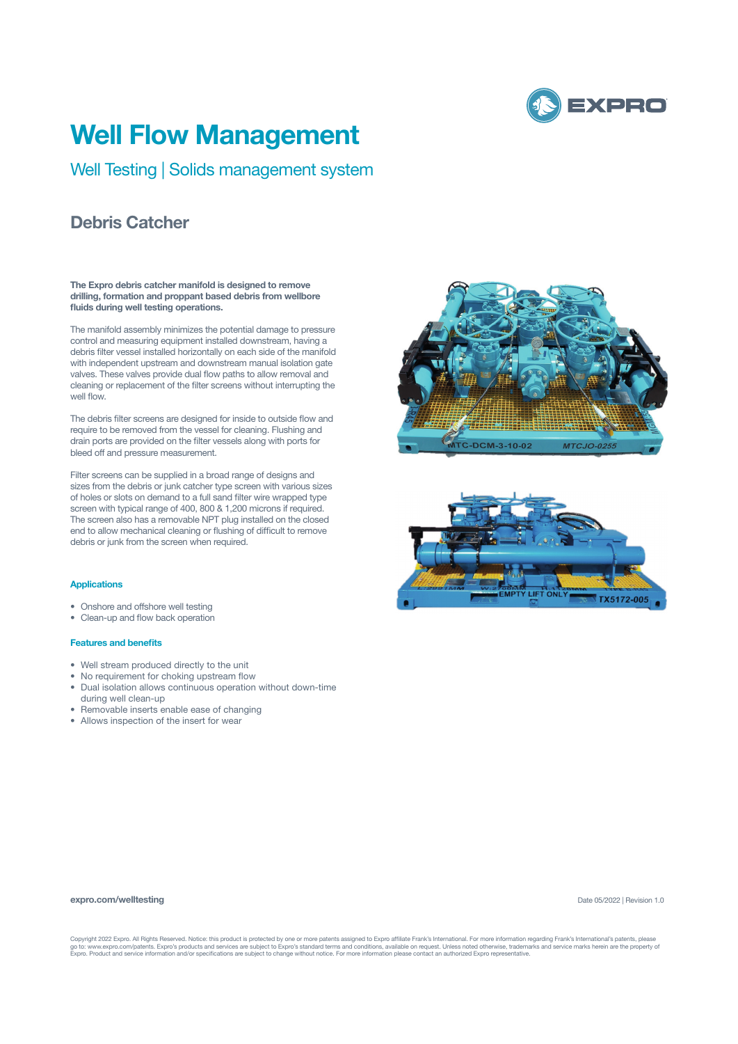# Well Flow Management

## Well Testing | Solids management system

## Debris Catcher

**The Expro debris catcher manifold is designed to remove drilling, formation and proppant based debris from wellbore fluids during well testing operations.**

The manifold assembly minimizes the potential damage to pressure control and measuring equipment installed downstream, having a debris filter vessel installed horizontally on each side of the manifold with independent upstream and downstream manual isolation gate valves. These valves provide dual flow paths to allow removal and cleaning or replacement of the filter screens without interrupting the well flow.

The debris filter screens are designed for inside to outside flow and require to be removed from the vessel for cleaning. Flushing and drain ports are provided on the filter vessels along with ports for bleed off and pressure measurement.

Filter screens can be supplied in a broad range of designs and sizes from the debris or junk catcher type screen with various sizes of holes or slots on demand to a full sand filter wire wrapped type screen with typical range of 400, 800 & 1,200 microns if required. The screen also has a removable NPT plug installed on the closed end to allow mechanical cleaning or flushing of difficult to remove debris or junk from the screen when required.

### Applications

- Onshore and offshore well testing
- Clean-up and flow back operation

### Features and benefits

- Well stream produced directly to the unit
- No requirement for choking upstream flow
- Dual isolation allows continuous operation without down-time during well clean-up
- Removable inserts enable ease of changing
- Allows inspection of the insert for wear

**expro.com/welltesting**

Date 05/2022 | Revision 1.0

Copyright 2022 Expro. All Rights Reserved. Notice: this product is protected by one or more patents assigned to Expro affiliate Frank's International. For more information regarding Frank's International's patents, please go to: www.expro.com/patents. Expro's products and services are subject to Expro's standard terms and conditions, available on request. Unless noted otherwise, trademarks and service marks herein are the property of Expro. Product and service information and/or specifications are subject to change without notice. For more information please contact an authorized Expro representative.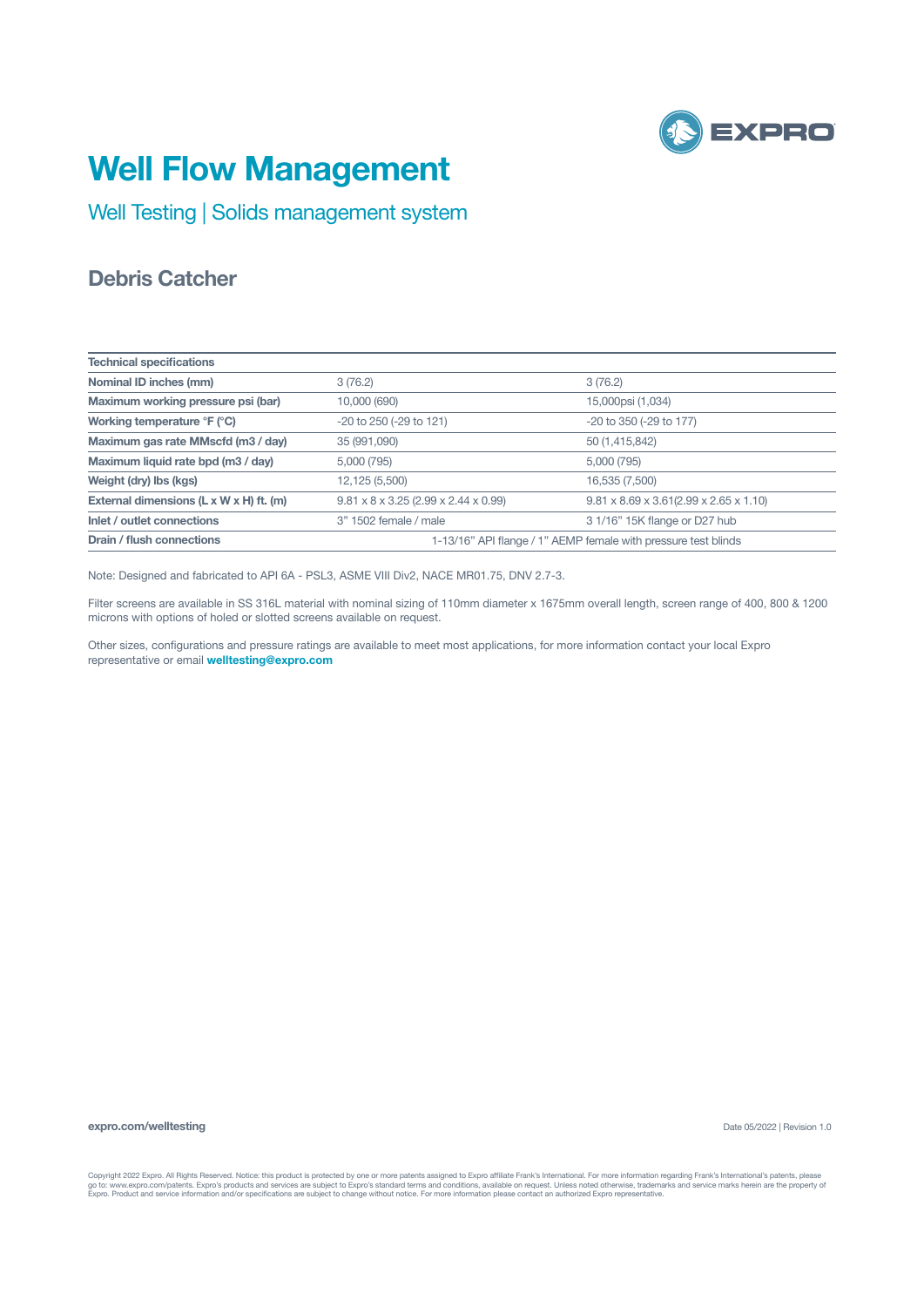# Well Flow Management

## Well Testing | Solids management system

### Debris Catcher

| Technical specifications | | |
|---|---|---|
| **Nominal ID inches (mm)** | 3 (76.2) | 3 (76.2) |
| **Maximum working pressure psi (bar)** | 10,000 (690) | 15,000psi (1,034) |
| **Working temperature °F (°C)** | -20 to 250 (-29 to 121) | -20 to 350 (-29 to 177) |
| **Maximum gas rate MMscfd (m3 / day)** | 35 (991,090) | 50 (1,415,842) |
| **Maximum liquid rate bpd (m3 / day)** | 5,000 (795) | 5,000 (795) |
| **Weight (dry) lbs (kgs)** | 12,125 (5,500) | 16,535 (7,500) |
| **External dimensions (L x W x H) ft. (m)** | 9.81 x 8 x 3.25 (2.99 x 2.44 x 0.99) | 9.81 x 8.69 x 3.61(2.99 x 2.65 x 1.10) |
| **Inlet / outlet connections** | 3" 1502 female / male | 3 1/16" 15K flange or D27 hub |
| **Drain / flush connections** | 1-13/16" API flange / 1" AEMP female with pressure test blinds | |

Note: Designed and fabricated to API 6A - PSL3, ASME VIII Div2, NACE MR01.75, DNV 2.7-3.

Filter screens are available in SS 316L material with nominal sizing of 110mm diameter x 1675mm overall length, screen range of 400, 800 & 1200 microns with options of holed or slotted screens available on request.

Other sizes, configurations and pressure ratings are available to meet most applications, for more information contact your local Expro representative or email **welltesting@expro.com**

**expro.com/welltesting**

Date 05/2022 | Revision 1.0

Copyright 2022 Expro. All Rights Reserved. Notice: this product is protected by one or more patents assigned to Expro affiliate Frank's International. For more information regarding Frank's International's patents, please go to: www.expro.com/patents. Expro's products and services are subject to Expro's standard terms and conditions, available on request. Unless noted otherwise, trademarks and service marks herein are the property of Expro. Product and service information and/or specifications are subject to change without notice. For more information please contact an authorized Expro representative.